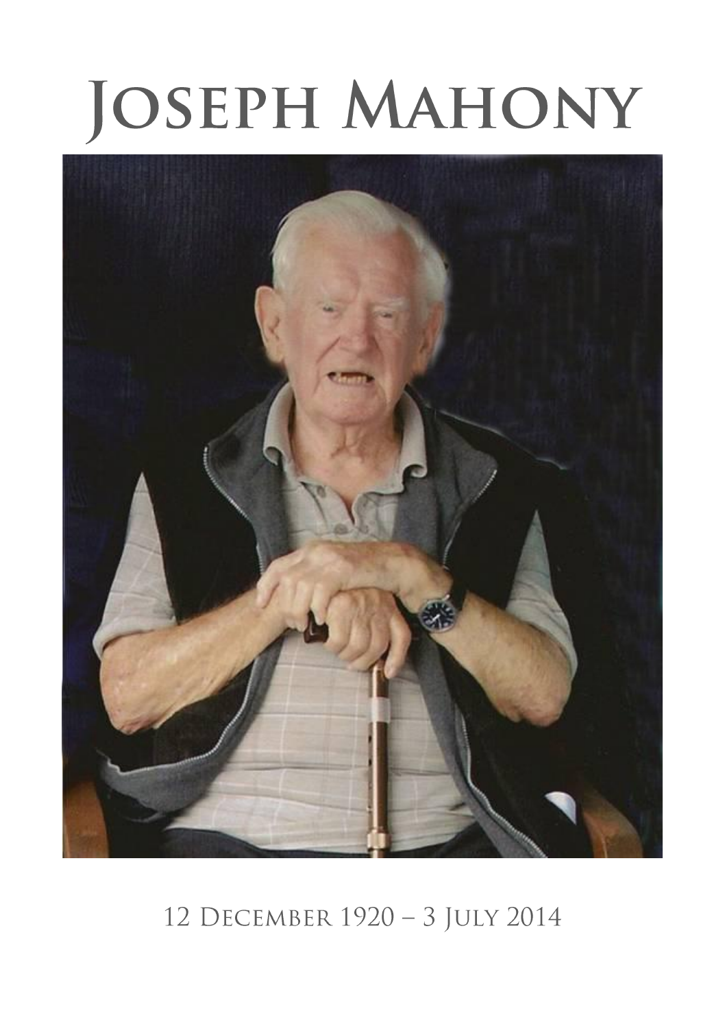# Joseph Mahony

12 December 1920 – 3 July 2014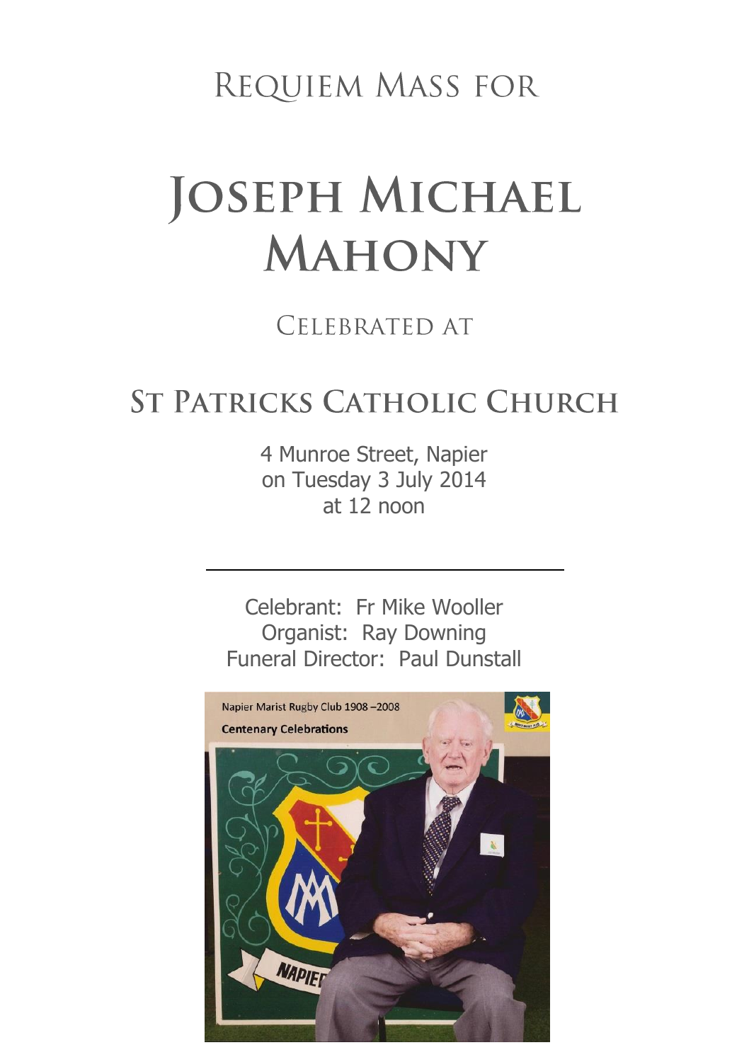# Requiem Mass for

# Joseph Michael Mahony

## Celebrated at

# St Patricks Catholic Church

4 Munroe Street, Napier
on Tuesday 3 July 2014
at 12 noon

---

Celebrant: Fr Mike Wooller
Organist: Ray Downing
Funeral Director: Paul Dunstall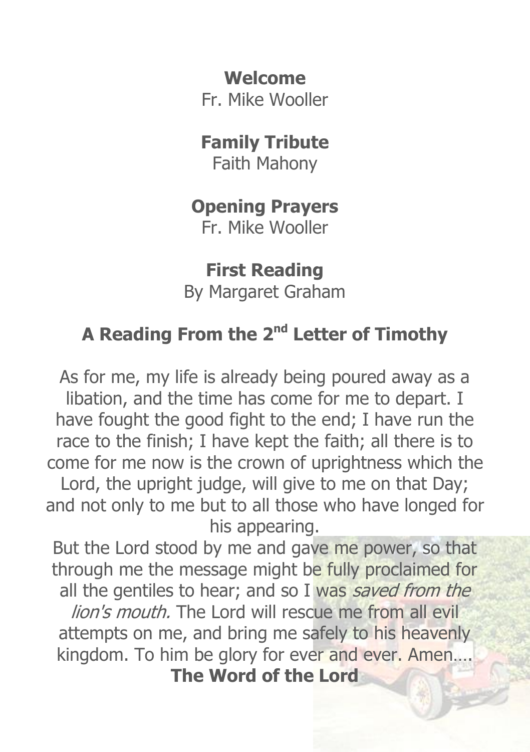**Welcome**
Fr. Mike Wooller

**Family Tribute**
Faith Mahony

**Opening Prayers**
Fr. Mike Wooller

**First Reading**
By Margaret Graham

## A Reading From the 2nd Letter of Timothy

As for me, my life is already being poured away as a libation, and the time has come for me to depart. I have fought the good fight to the end; I have run the race to the finish; I have kept the faith; all there is to come for me now is the crown of uprightness which the Lord, the upright judge, will give to me on that Day; and not only to me but to all those who have longed for his appearing.

But the Lord stood by me and gave me power, so that through me the message might be fully proclaimed for all the gentiles to hear; and so I was *saved from the lion's mouth.* The Lord will rescue me from all evil attempts on me, and bring me safely to his heavenly kingdom. To him be glory for ever and ever. Amen....

**The Word of the Lord**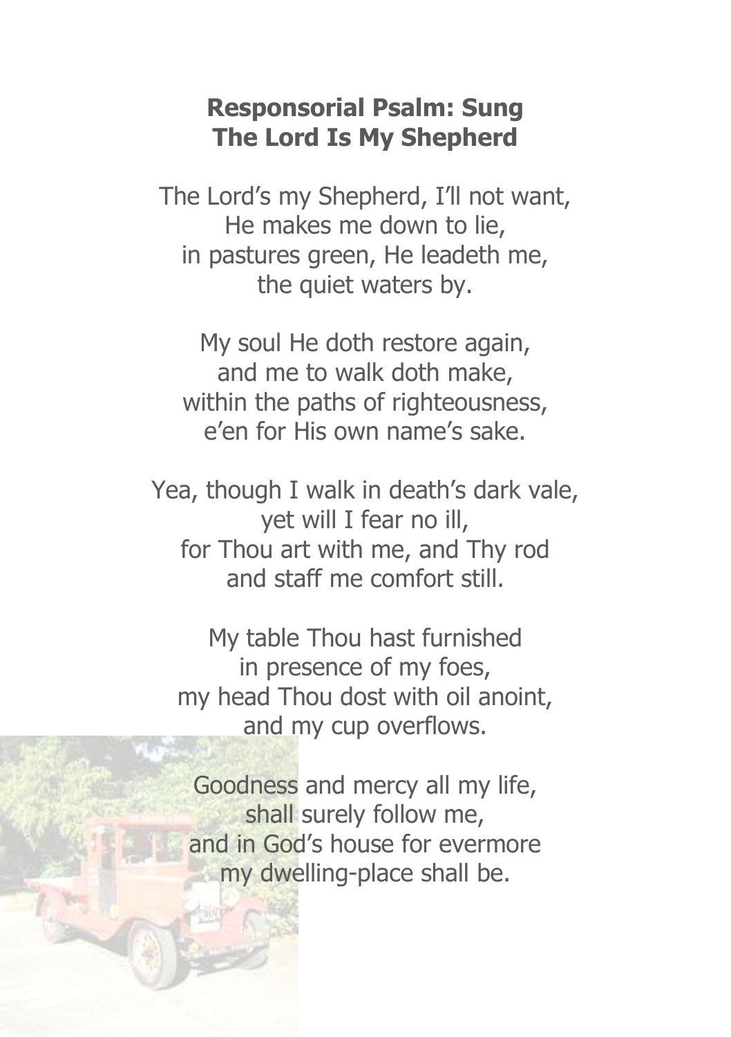## Responsorial Psalm: Sung
## The Lord Is My Shepherd

The Lord's my Shepherd, I'll not want,
He makes me down to lie,
in pastures green, He leadeth me,
the quiet waters by.

My soul He doth restore again,
and me to walk doth make,
within the paths of righteousness,
e'en for His own name's sake.

Yea, though I walk in death's dark vale,
yet will I fear no ill,
for Thou art with me, and Thy rod
and staff me comfort still.

My table Thou hast furnished
in presence of my foes,
my head Thou dost with oil anoint,
and my cup overflows.

Goodness and mercy all my life,
shall surely follow me,
and in God's house for evermore
my dwelling-place shall be.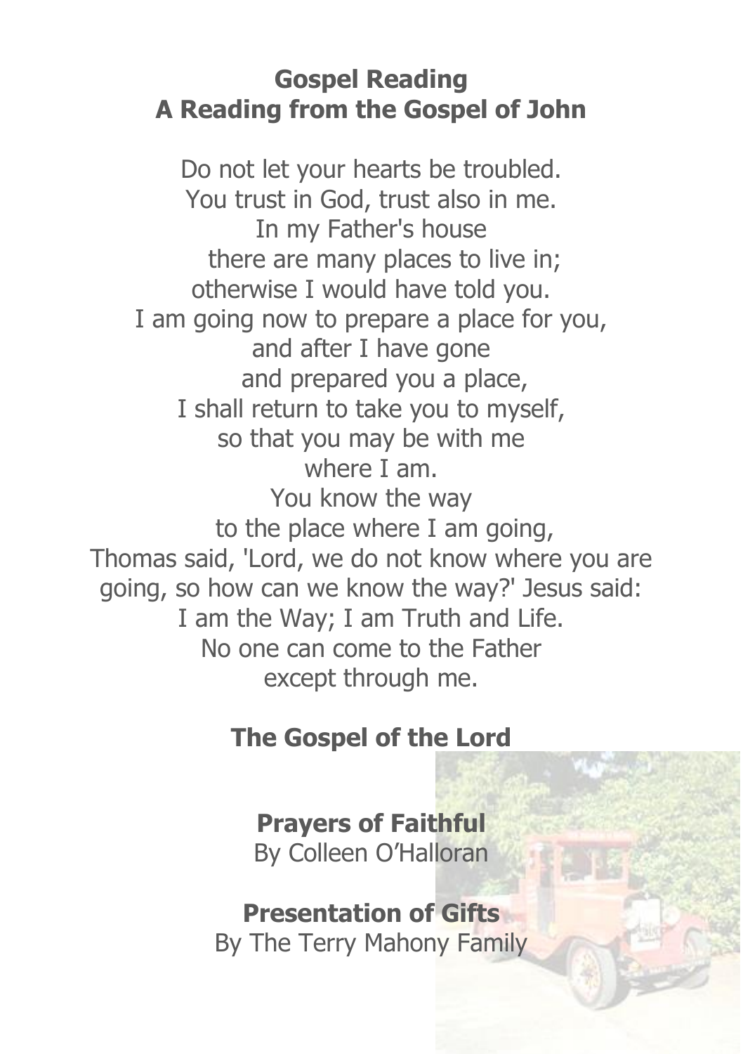**Gospel Reading**
**A Reading from the Gospel of John**

Do not let your hearts be troubled.
You trust in God, trust also in me.
In my Father's house
there are many places to live in;
otherwise I would have told you.
I am going now to prepare a place for you,
and after I have gone
and prepared you a place,
I shall return to take you to myself,
so that you may be with me
where I am.
You know the way
to the place where I am going,
Thomas said, 'Lord, we do not know where you are going, so how can we know the way?' Jesus said:
I am the Way; I am Truth and Life.
No one can come to the Father
except through me.

**The Gospel of the Lord**

**Prayers of Faithful**
By Colleen O'Halloran

**Presentation of Gifts**
By The Terry Mahony Family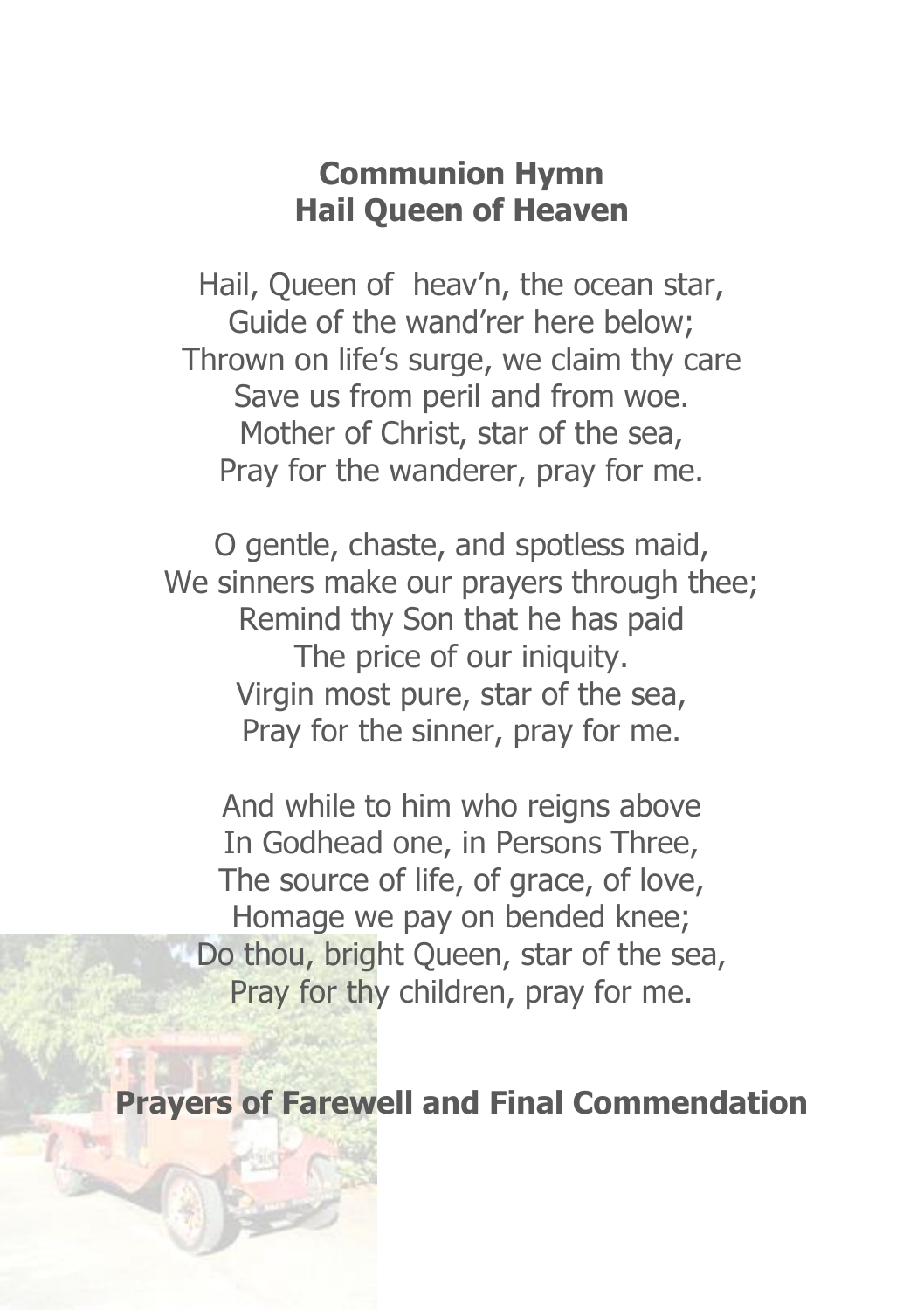## Communion Hymn
## Hail Queen of Heaven

Hail, Queen of heav'n, the ocean star,
Guide of the wand'rer here below;
Thrown on life's surge, we claim thy care
Save us from peril and from woe.
Mother of Christ, star of the sea,
Pray for the wanderer, pray for me.

O gentle, chaste, and spotless maid,
We sinners make our prayers through thee;
Remind thy Son that he has paid
The price of our iniquity.
Virgin most pure, star of the sea,
Pray for the sinner, pray for me.

And while to him who reigns above
In Godhead one, in Persons Three,
The source of life, of grace, of love,
Homage we pay on bended knee;
Do thou, bright Queen, star of the sea,
Pray for thy children, pray for me.

## Prayers of Farewell and Final Commendation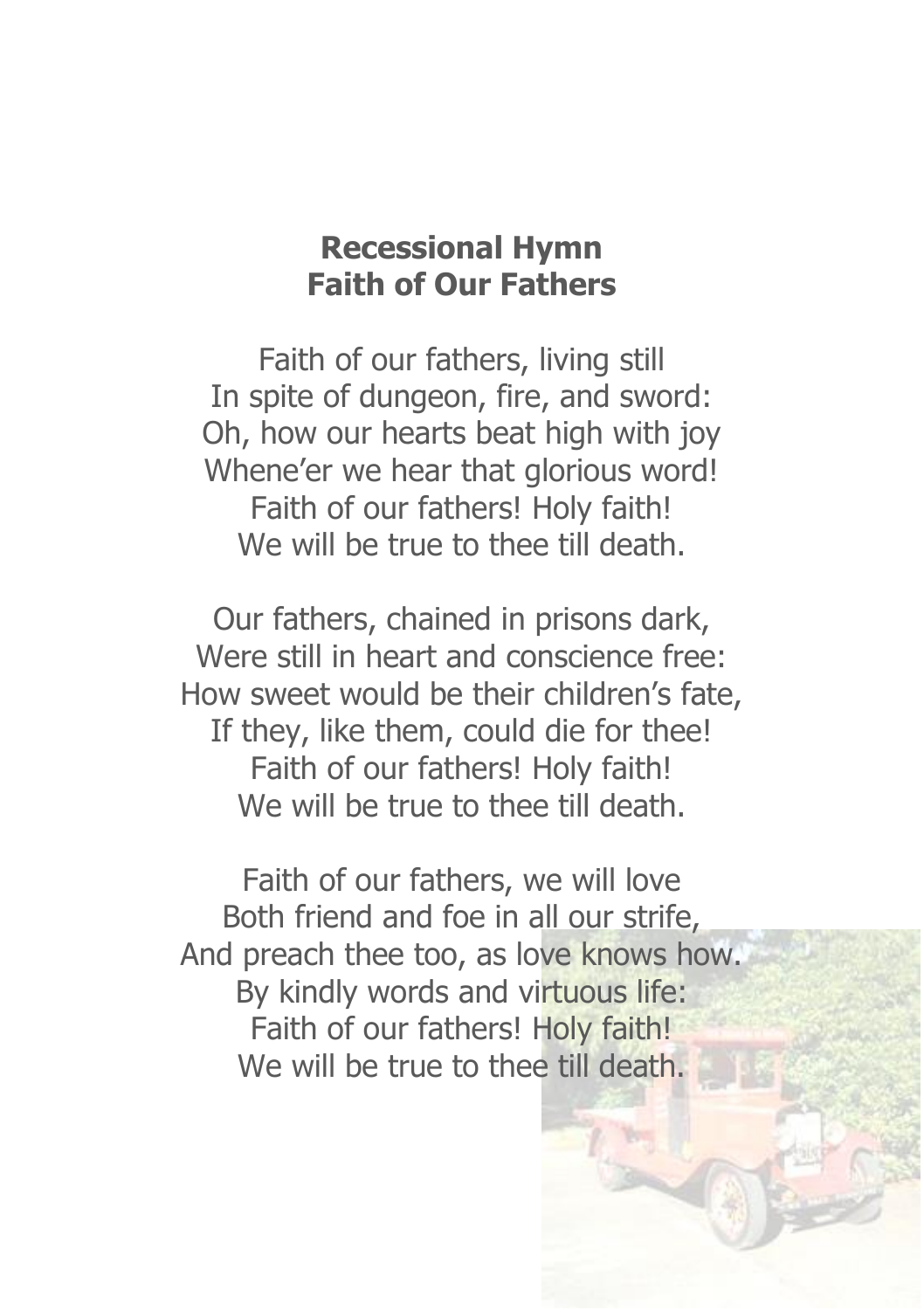# Recessional Hymn
# Faith of Our Fathers

Faith of our fathers, living still
In spite of dungeon, fire, and sword:
Oh, how our hearts beat high with joy
Whene'er we hear that glorious word!
Faith of our fathers! Holy faith!
We will be true to thee till death.

Our fathers, chained in prisons dark,
Were still in heart and conscience free:
How sweet would be their children's fate,
If they, like them, could die for thee!
Faith of our fathers! Holy faith!
We will be true to thee till death.

Faith of our fathers, we will love
Both friend and foe in all our strife,
And preach thee too, as love knows how.
By kindly words and virtuous life:
Faith of our fathers! Holy faith!
We will be true to thee till death.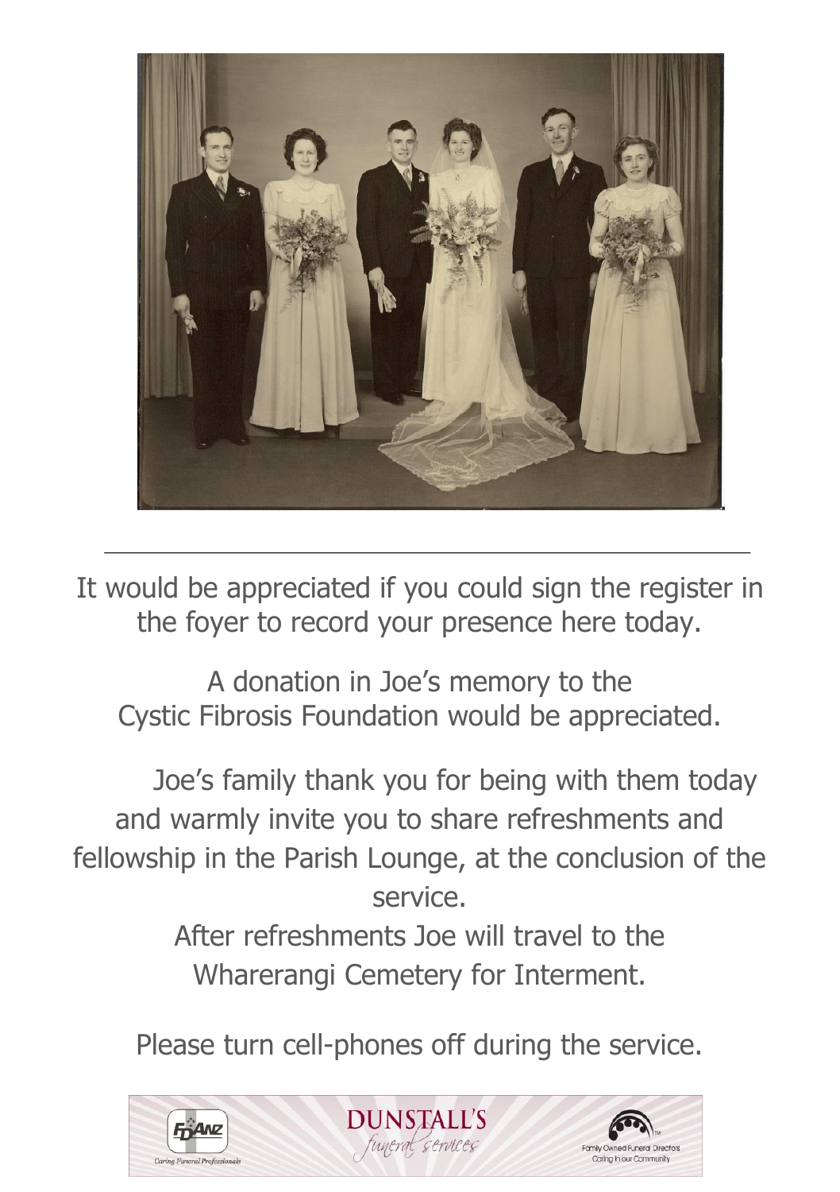It would be appreciated if you could sign the register in the foyer to record your presence here today.

A donation in Joe's memory to the Cystic Fibrosis Foundation would be appreciated.

Joe's family thank you for being with them today and warmly invite you to share refreshments and fellowship in the Parish Lounge, at the conclusion of the service.

After refreshments Joe will travel to the Wharerangi Cemetery for Interment.

Please turn cell-phones off during the service.

FDANZ Caring Funeral Professionals

DUNSTALL'S funeral services

Family Owned Funeral Directors Caring in our Community